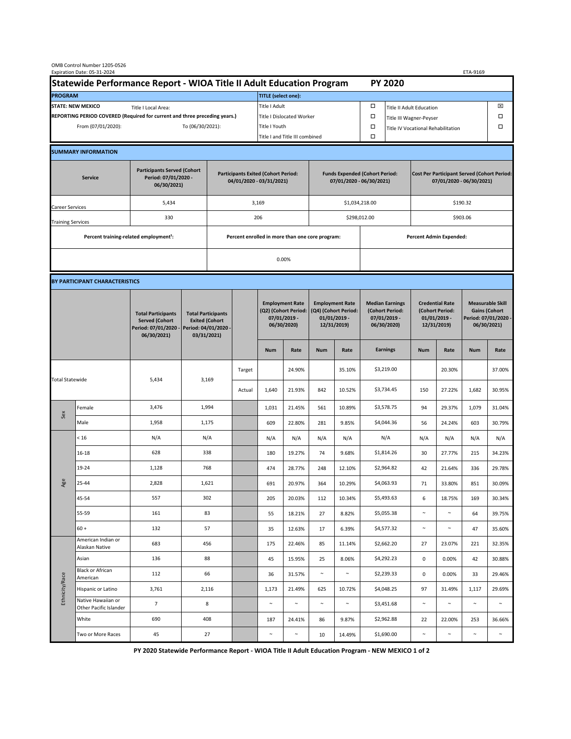OMB Control Number 1205-0526
Expiration Date: 05-31-2024

ETA-9169

# Statewide Performance Report - WIOA Title II Adult Education Program — PY 2020

| PROGRAM | | TITLE (select one): | | | |
|---|---|---|---|---|---|
| STATE: NEW MEXICO | Title I Local Area: | Title I Adult | ☐ | Title II Adult Education | ☒ |
| REPORTING PERIOD COVERED (Required for current and three preceding years.) | | Title I Dislocated Worker | ☐ | Title III Wagner-Peyser | ☐ |
| From (07/01/2020): | To (06/30/2021): | Title I Youth | ☐ | Title IV Vocational Rehabilitation | ☐ |
| | | Title I and Title III combined | ☐ | | |

## SUMMARY INFORMATION

| Service | Participants Served (Cohort Period: 07/01/2020 - 06/30/2021) | Participants Exited (Cohort Period: 04/01/2020 - 03/31/2021) | Funds Expended (Cohort Period: 07/01/2020 - 06/30/2021) | Cost Per Participant Served (Cohort Period: 07/01/2020 - 06/30/2021) |
|---|---|---|---|---|
| Career Services | 5,434 | 3,169 | $1,034,218.00 | $190.32 |
| Training Services | 330 | 206 | $298,012.00 | $903.06 |

| Percent training-related employment[1]: | Percent enrolled in more than one core program: | Percent Admin Expended: |
|---|---|---|
| | 0.00% | |

## BY PARTICIPANT CHARACTERISTICS

| | | Total Participants Served (Cohort Period: 07/01/2020 - 06/30/2021) | Total Participants Exited (Cohort Period: 04/01/2020 - 03/31/2021) | | Employment Rate (Q2) (Cohort Period: 07/01/2019 - 06/30/2020) | | Employment Rate (Q4) (Cohort Period: 01/01/2019 - 12/31/2019) | | Median Earnings (Cohort Period: 07/01/2019 - 06/30/2020) | Credential Rate (Cohort Period: 01/01/2019 - 12/31/2019) | | Measurable Skill Gains (Cohort Period: 07/01/2020 - 06/30/2021) | |
|---|---|---|---|---|---|---|---|---|---|---|---|---|---|
| | | | | | Num | Rate | Num | Rate | Earnings | Num | Rate | Num | Rate |
| Total Statewide | | 5,434 | 3,169 | Target | | 24.90% | | 35.10% | $3,219.00 | | 20.30% | | 37.00% |
| | | | | Actual | 1,640 | 21.93% | 842 | 10.52% | $3,734.45 | 150 | 27.22% | 1,682 | 30.95% |
| Sex | Female | 3,476 | 1,994 | | 1,031 | 21.45% | 561 | 10.89% | $3,578.75 | 94 | 29.37% | 1,079 | 31.04% |
| | Male | 1,958 | 1,175 | | 609 | 22.80% | 281 | 9.85% | $4,044.36 | 56 | 24.24% | 603 | 30.79% |
| Age | < 16 | N/A | N/A | | N/A | N/A | N/A | N/A | N/A | N/A | N/A | N/A | N/A |
| | 16-18 | 628 | 338 | | 180 | 19.27% | 74 | 9.68% | $1,814.26 | 30 | 27.77% | 215 | 34.23% |
| | 19-24 | 1,128 | 768 | | 474 | 28.77% | 248 | 12.10% | $2,964.82 | 42 | 21.64% | 336 | 29.78% |
| | 25-44 | 2,828 | 1,621 | | 691 | 20.97% | 364 | 10.29% | $4,063.93 | 71 | 33.80% | 851 | 30.09% |
| | 45-54 | 557 | 302 | | 205 | 20.03% | 112 | 10.34% | $5,493.63 | 6 | 18.75% | 169 | 30.34% |
| | 55-59 | 161 | 83 | | 55 | 18.21% | 27 | 8.82% | $5,055.38 | ~ | ~ | 64 | 39.75% |
| | 60 + | 132 | 57 | | 35 | 12.63% | 17 | 6.39% | $4,577.32 | ~ | ~ | 47 | 35.60% |
| Ethnicity/Race | American Indian or Alaskan Native | 683 | 456 | | 175 | 22.46% | 85 | 11.14% | $2,662.20 | 27 | 23.07% | 221 | 32.35% |
| | Asian | 136 | 88 | | 45 | 15.95% | 25 | 8.06% | $4,292.23 | 0 | 0.00% | 42 | 30.88% |
| | Black or African American | 112 | 66 | | 36 | 31.57% | ~ | ~ | $2,239.33 | 0 | 0.00% | 33 | 29.46% |
| | Hispanic or Latino | 3,761 | 2,116 | | 1,173 | 21.49% | 625 | 10.72% | $4,048.25 | 97 | 31.49% | 1,117 | 29.69% |
| | Native Hawaiian or Other Pacific Islander | 7 | 8 | | ~ | ~ | ~ | ~ | $3,451.68 | ~ | ~ | ~ | ~ |
| | White | 690 | 408 | | 187 | 24.41% | 86 | 9.87% | $2,962.88 | 22 | 22.00% | 253 | 36.66% |
| | Two or More Races | 45 | 27 | | ~ | ~ | 10 | 14.49% | $1,690.00 | ~ | ~ | ~ | ~ |

PY 2020 Statewide Performance Report - WIOA Title II Adult Education Program - NEW MEXICO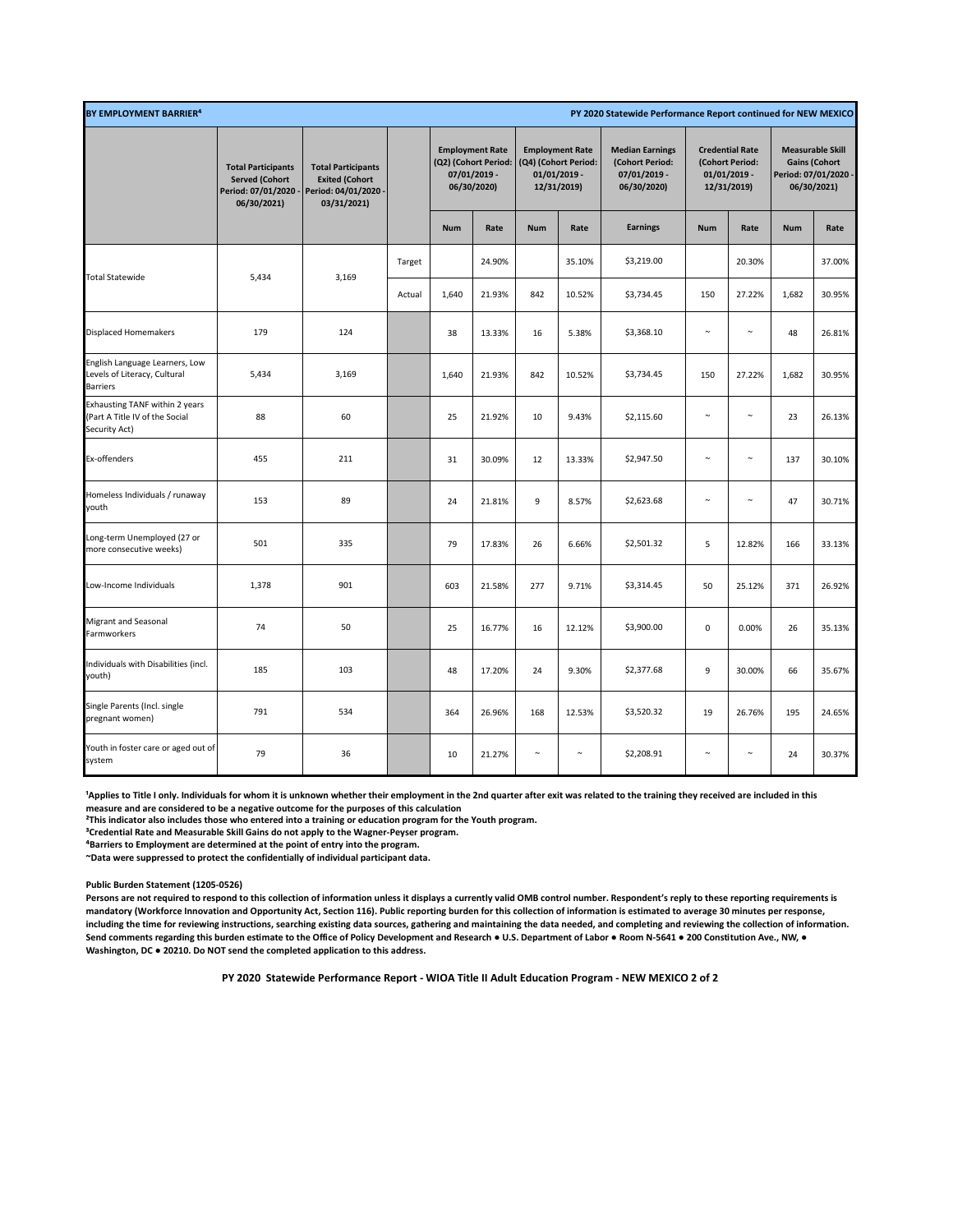| BY EMPLOYMENT BARRIER[4] | PY 2020 Statewide Performance Report continued for NEW MEXICO | | | | | | | | | | | | |
|---|---|---|---|---|---|---|---|---|---|---|---|---|---|
| | Total Participants Served (Cohort Period: 07/01/2020 - 06/30/2021) | Total Participants Exited (Cohort Period: 04/01/2020 - 03/31/2021) | | Employment Rate (Q2) (Cohort Period: 07/01/2019 - 06/30/2020) | | Employment Rate (Q4) (Cohort Period: 01/01/2019 - 12/31/2019) | | Median Earnings (Cohort Period: 07/01/2019 - 06/30/2020) | Credential Rate (Cohort Period: 01/01/2019 - 12/31/2019) | | Measurable Skill Gains (Cohort Period: 07/01/2020 - 06/30/2021) | |
| | | | | Num | Rate | Num | Rate | Earnings | Num | Rate | Num | Rate |
| Total Statewide | 5,434 | 3,169 | Target | | 24.90% | | 35.10% | $3,219.00 | | 20.30% | | 37.00% |
| | | | Actual | 1,640 | 21.93% | 842 | 10.52% | $3,734.45 | 150 | 27.22% | 1,682 | 30.95% |
| Displaced Homemakers | 179 | 124 | | 38 | 13.33% | 16 | 5.38% | $3,368.10 | ~ | ~ | 48 | 26.81% |
| English Language Learners, Low Levels of Literacy, Cultural Barriers | 5,434 | 3,169 | | 1,640 | 21.93% | 842 | 10.52% | $3,734.45 | 150 | 27.22% | 1,682 | 30.95% |
| Exhausting TANF within 2 years (Part A Title IV of the Social Security Act) | 88 | 60 | | 25 | 21.92% | 10 | 9.43% | $2,115.60 | ~ | ~ | 23 | 26.13% |
| Ex-offenders | 455 | 211 | | 31 | 30.09% | 12 | 13.33% | $2,947.50 | ~ | ~ | 137 | 30.10% |
| Homeless Individuals / runaway youth | 153 | 89 | | 24 | 21.81% | 9 | 8.57% | $2,623.68 | ~ | ~ | 47 | 30.71% |
| Long-term Unemployed (27 or more consecutive weeks) | 501 | 335 | | 79 | 17.83% | 26 | 6.66% | $2,501.32 | 5 | 12.82% | 166 | 33.13% |
| Low-Income Individuals | 1,378 | 901 | | 603 | 21.58% | 277 | 9.71% | $3,314.45 | 50 | 25.12% | 371 | 26.92% |
| Migrant and Seasonal Farmworkers | 74 | 50 | | 25 | 16.77% | 16 | 12.12% | $3,900.00 | 0 | 0.00% | 26 | 35.13% |
| Individuals with Disabilities (incl. youth) | 185 | 103 | | 48 | 17.20% | 24 | 9.30% | $2,377.68 | 9 | 30.00% | 66 | 35.67% |
| Single Parents (Incl. single pregnant women) | 791 | 534 | | 364 | 26.96% | 168 | 12.53% | $3,520.32 | 19 | 26.76% | 195 | 24.65% |
| Youth in foster care or aged out of system | 79 | 36 | | 10 | 21.27% | ~ | ~ | $2,208.91 | ~ | ~ | 24 | 30.37% |

**[1]Applies to Title I only. Individuals for whom it is unknown whether their employment in the 2nd quarter after exit was related to the training they received are included in this measure and are considered to be a negative outcome for the purposes of this calculation**
**[2]This indicator also includes those who entered into a training or education program for the Youth program.**
**[3]Credential Rate and Measurable Skill Gains do not apply to the Wagner-Peyser program.**
**[4]Barriers to Employment are determined at the point of entry into the program.**
**~Data were suppressed to protect the confidentially of individual participant data.**

**Public Burden Statement (1205-0526)**

**Persons are not required to respond to this collection of information unless it displays a currently valid OMB control number. Respondent's reply to these reporting requirements is mandatory (Workforce Innovation and Opportunity Act, Section 116). Public reporting burden for this collection of information is estimated to average 30 minutes per response, including the time for reviewing instructions, searching existing data sources, gathering and maintaining the data needed, and completing and reviewing the collection of information. Send comments regarding this burden estimate to the Office of Policy Development and Research ● U.S. Department of Labor ● Room N-5641 ● 200 Constitution Ave., NW, ● Washington, DC ● 20210. Do NOT send the completed application to this address.**

**PY 2020 Statewide Performance Report - WIOA Title II Adult Education Program - NEW MEXICO 2 of 2**